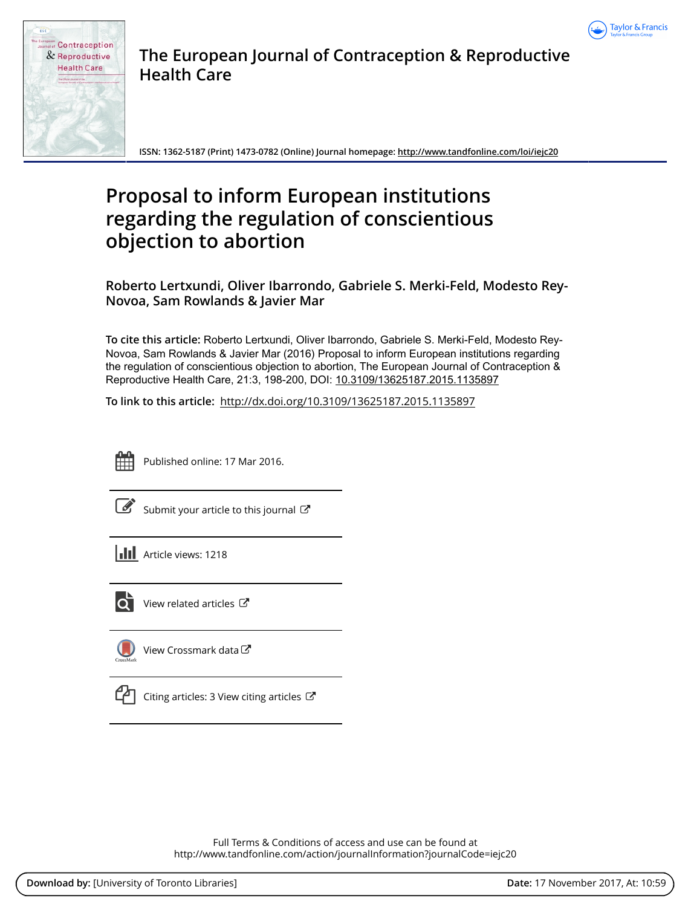# The European Journal of Contraception & Reproductive Health Care

ISSN: 1362-5187 (Print) 1473-0782 (Online) Journal homepage: http://www.tandfonline.com/loi/iejc20

# Proposal to inform European institutions regarding the regulation of conscientious objection to abortion

**Roberto Lertxundi, Oliver Ibarrondo, Gabriele S. Merki-Feld, Modesto Rey-Novoa, Sam Rowlands & Javier Mar**

**To cite this article:** Roberto Lertxundi, Oliver Ibarrondo, Gabriele S. Merki-Feld, Modesto Rey-Novoa, Sam Rowlands & Javier Mar (2016) Proposal to inform European institutions regarding the regulation of conscientious objection to abortion, The European Journal of Contraception & Reproductive Health Care, 21:3, 198-200, DOI: 10.3109/13625187.2015.1135897

**To link to this article:** http://dx.doi.org/10.3109/13625187.2015.1135897

Published online: 17 Mar 2016.

Submit your article to this journal

Article views: 1218

View related articles

View Crossmark data

Citing articles: 3 View citing articles

Full Terms & Conditions of access and use can be found at http://www.tandfonline.com/action/journalInformation?journalCode=iejc20

**Download by:** [University of Toronto Libraries] **Date:** 17 November 2017, At: 10:59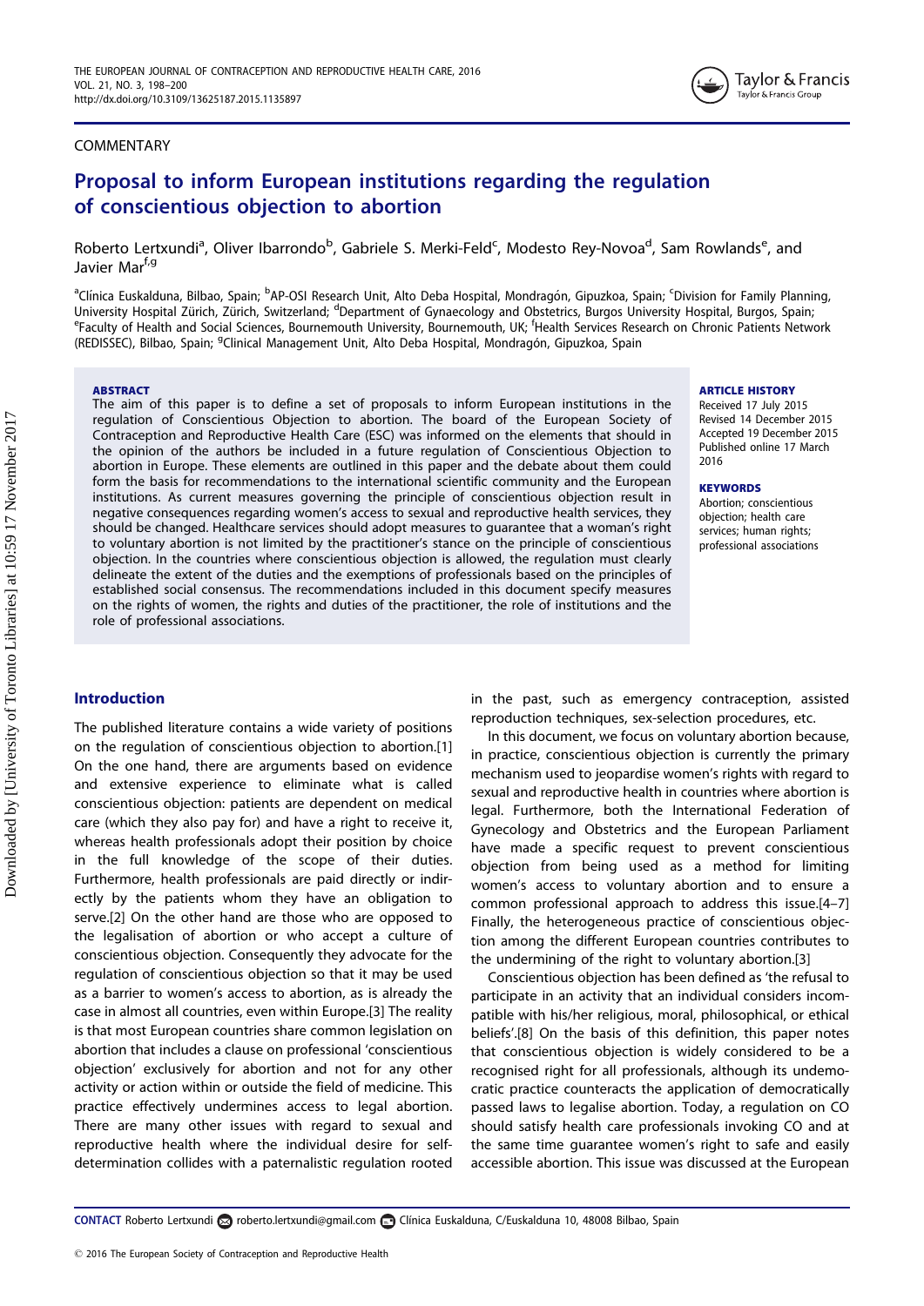COMMENTARY

# Proposal to inform European institutions regarding the regulation of conscientious objection to abortion

Roberto Lertxundi[a], Oliver Ibarrondo[b], Gabriele S. Merki-Feld[c], Modesto Rey-Novoa[d], Sam Rowlands[e], and Javier Mar[f,g]

[a]Clínica Euskalduna, Bilbao, Spain; [b]AP-OSI Research Unit, Alto Deba Hospital, Mondragón, Gipuzkoa, Spain; [c]Division for Family Planning, University Hospital Zürich, Zürich, Switzerland; [d]Department of Gynaecology and Obstetrics, Burgos University Hospital, Burgos, Spain; [e]Faculty of Health and Social Sciences, Bournemouth University, Bournemouth, UK; [f]Health Services Research on Chronic Patients Network (REDISSEC), Bilbao, Spain; [g]Clinical Management Unit, Alto Deba Hospital, Mondragón, Gipuzkoa, Spain

**ABSTRACT**

The aim of this paper is to define a set of proposals to inform European institutions in the regulation of Conscientious Objection to abortion. The board of the European Society of Contraception and Reproductive Health Care (ESC) was informed on the elements that should in the opinion of the authors be included in a future regulation of Conscientious Objection to abortion in Europe. These elements are outlined in this paper and the debate about them could form the basis for recommendations to the international scientific community and the European institutions. As current measures governing the principle of conscientious objection result in negative consequences regarding women's access to sexual and reproductive health services, they should be changed. Healthcare services should adopt measures to guarantee that a woman's right to voluntary abortion is not limited by the practitioner's stance on the principle of conscientious objection. In the countries where conscientious objection is allowed, the regulation must clearly delineate the extent of the duties and the exemptions of professionals based on the principles of established social consensus. The recommendations included in this document specify measures on the rights of women, the rights and duties of the practitioner, the role of institutions and the role of professional associations.

**ARTICLE HISTORY**

Received 17 July 2015
Revised 14 December 2015
Accepted 19 December 2015
Published online 17 March 2016

**KEYWORDS**

Abortion; conscientious objection; health care services; human rights; professional associations

## Introduction

The published literature contains a wide variety of positions on the regulation of conscientious objection to abortion.[1] On the one hand, there are arguments based on evidence and extensive experience to eliminate what is called conscientious objection: patients are dependent on medical care (which they also pay for) and have a right to receive it, whereas health professionals adopt their position by choice in the full knowledge of the scope of their duties. Furthermore, health professionals are paid directly or indirectly by the patients whom they have an obligation to serve.[2] On the other hand are those who are opposed to the legalisation of abortion or who accept a culture of conscientious objection. Consequently they advocate for the regulation of conscientious objection so that it may be used as a barrier to women's access to abortion, as is already the case in almost all countries, even within Europe.[3] The reality is that most European countries share common legislation on abortion that includes a clause on professional 'conscientious objection' exclusively for abortion and not for any other activity or action within or outside the field of medicine. This practice effectively undermines access to legal abortion. There are many other issues with regard to sexual and reproductive health where the individual desire for self-determination collides with a paternalistic regulation rooted in the past, such as emergency contraception, assisted reproduction techniques, sex-selection procedures, etc.

In this document, we focus on voluntary abortion because, in practice, conscientious objection is currently the primary mechanism used to jeopardise women's rights with regard to sexual and reproductive health in countries where abortion is legal. Furthermore, both the International Federation of Gynecology and Obstetrics and the European Parliament have made a specific request to prevent conscientious objection from being used as a method for limiting women's access to voluntary abortion and to ensure a common professional approach to address this issue.[4–7] Finally, the heterogeneous practice of conscientious objection among the different European countries contributes to the undermining of the right to voluntary abortion.[3]

Conscientious objection has been defined as 'the refusal to participate in an activity that an individual considers incompatible with his/her religious, moral, philosophical, or ethical beliefs'.[8] On the basis of this definition, this paper notes that conscientious objection is widely considered to be a recognised right for all professionals, although its undemocratic practice counteracts the application of democratically passed laws to legalise abortion. Today, a regulation on CO should satisfy health care professionals invoking CO and at the same time guarantee women's right to safe and easily accessible abortion. This issue was discussed at the European

**CONTACT** Roberto Lertxundi roberto.lertxundi@gmail.com Clínica Euskalduna, C/Euskalduna 10, 48008 Bilbao, Spain

© 2016 The European Society of Contraception and Reproductive Health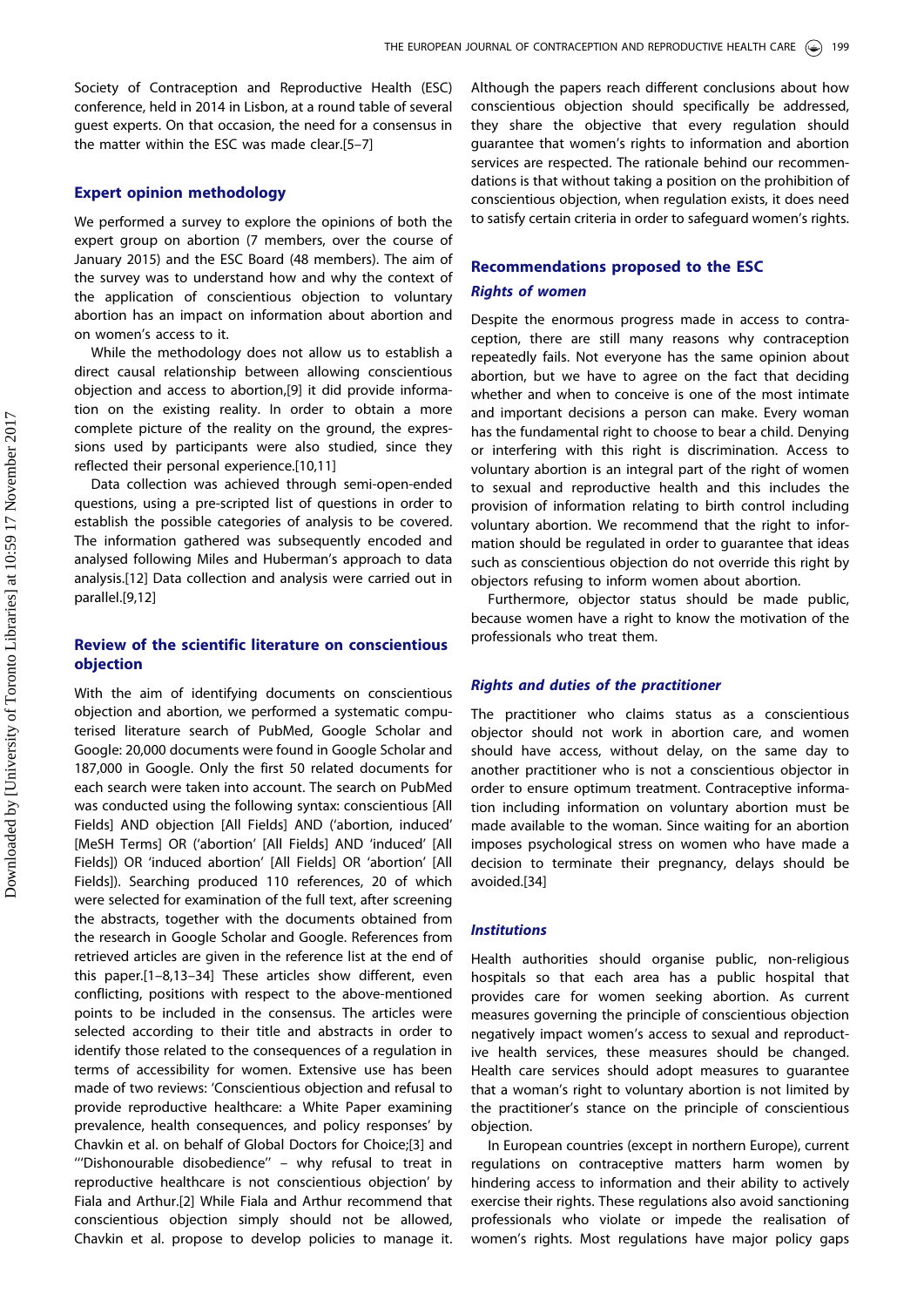Society of Contraception and Reproductive Health (ESC) conference, held in 2014 in Lisbon, at a round table of several guest experts. On that occasion, the need for a consensus in the matter within the ESC was made clear.[5–7]

## Expert opinion methodology

We performed a survey to explore the opinions of both the expert group on abortion (7 members, over the course of January 2015) and the ESC Board (48 members). The aim of the survey was to understand how and why the context of the application of conscientious objection to voluntary abortion has an impact on information about abortion and on women's access to it.

While the methodology does not allow us to establish a direct causal relationship between allowing conscientious objection and access to abortion,[9] it did provide information on the existing reality. In order to obtain a more complete picture of the reality on the ground, the expressions used by participants were also studied, since they reflected their personal experience.[10,11]

Data collection was achieved through semi-open-ended questions, using a pre-scripted list of questions in order to establish the possible categories of analysis to be covered. The information gathered was subsequently encoded and analysed following Miles and Huberman's approach to data analysis.[12] Data collection and analysis were carried out in parallel.[9,12]

## Review of the scientific literature on conscientious objection

With the aim of identifying documents on conscientious objection and abortion, we performed a systematic computerised literature search of PubMed, Google Scholar and Google: 20,000 documents were found in Google Scholar and 187,000 in Google. Only the first 50 related documents for each search were taken into account. The search on PubMed was conducted using the following syntax: conscientious [All Fields] AND objection [All Fields] AND ('abortion, induced' [MeSH Terms] OR ('abortion' [All Fields] AND 'induced' [All Fields]) OR 'induced abortion' [All Fields] OR 'abortion' [All Fields]). Searching produced 110 references, 20 of which were selected for examination of the full text, after screening the abstracts, together with the documents obtained from the research in Google Scholar and Google. References from retrieved articles are given in the reference list at the end of this paper.[1–8,13–34] These articles show different, even conflicting, positions with respect to the above-mentioned points to be included in the consensus. The articles were selected according to their title and abstracts in order to identify those related to the consequences of a regulation in terms of accessibility for women. Extensive use has been made of two reviews: 'Conscientious objection and refusal to provide reproductive healthcare: a White Paper examining prevalence, health consequences, and policy responses' by Chavkin et al. on behalf of Global Doctors for Choice;[3] and '"Dishonourable disobedience" – why refusal to treat in reproductive healthcare is not conscientious objection' by Fiala and Arthur.[2] While Fiala and Arthur recommend that conscientious objection simply should not be allowed, Chavkin et al. propose to develop policies to manage it. Although the papers reach different conclusions about how conscientious objection should specifically be addressed, they share the objective that every regulation should guarantee that women's rights to information and abortion services are respected. The rationale behind our recommendations is that without taking a position on the prohibition of conscientious objection, when regulation exists, it does need to satisfy certain criteria in order to safeguard women's rights.

## Recommendations proposed to the ESC

### *Rights of women*

Despite the enormous progress made in access to contraception, there are still many reasons why contraception repeatedly fails. Not everyone has the same opinion about abortion, but we have to agree on the fact that deciding whether and when to conceive is one of the most intimate and important decisions a person can make. Every woman has the fundamental right to choose to bear a child. Denying or interfering with this right is discrimination. Access to voluntary abortion is an integral part of the right of women to sexual and reproductive health and this includes the provision of information relating to birth control including voluntary abortion. We recommend that the right to information should be regulated in order to guarantee that ideas such as conscientious objection do not override this right by objectors refusing to inform women about abortion.

Furthermore, objector status should be made public, because women have a right to know the motivation of the professionals who treat them.

### *Rights and duties of the practitioner*

The practitioner who claims status as a conscientious objector should not work in abortion care, and women should have access, without delay, on the same day to another practitioner who is not a conscientious objector in order to ensure optimum treatment. Contraceptive information including information on voluntary abortion must be made available to the woman. Since waiting for an abortion imposes psychological stress on women who have made a decision to terminate their pregnancy, delays should be avoided.[34]

### *Institutions*

Health authorities should organise public, non-religious hospitals so that each area has a public hospital that provides care for women seeking abortion. As current measures governing the principle of conscientious objection negatively impact women's access to sexual and reproductive health services, these measures should be changed. Health care services should adopt measures to guarantee that a woman's right to voluntary abortion is not limited by the practitioner's stance on the principle of conscientious objection.

In European countries (except in northern Europe), current regulations on contraceptive matters harm women by hindering access to information and their ability to actively exercise their rights. These regulations also avoid sanctioning professionals who violate or impede the realisation of women's rights. Most regulations have major policy gaps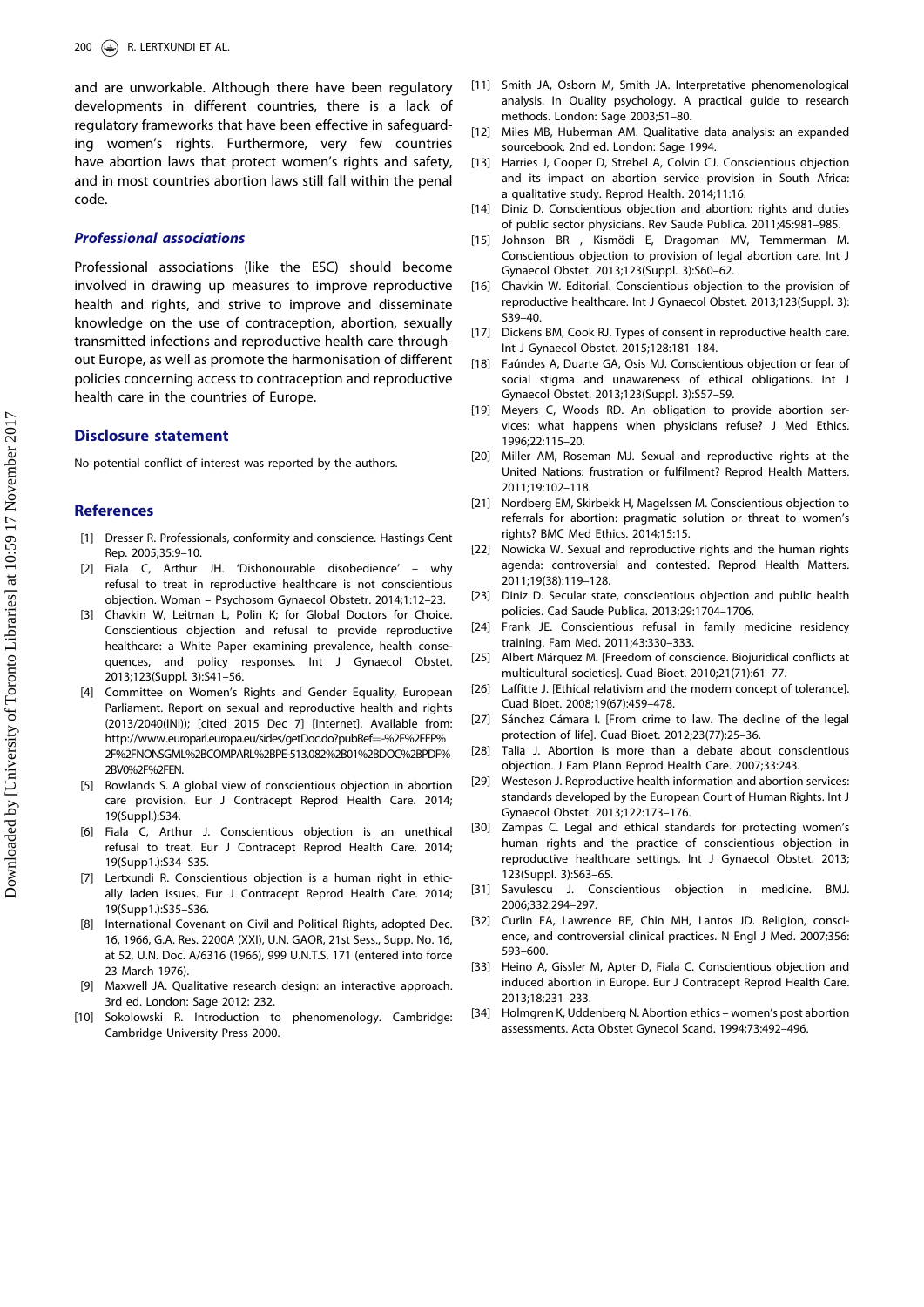and are unworkable. Although there have been regulatory developments in different countries, there is a lack of regulatory frameworks that have been effective in safeguarding women's rights. Furthermore, very few countries have abortion laws that protect women's rights and safety, and in most countries abortion laws still fall within the penal code.

### *Professional associations*

Professional associations (like the ESC) should become involved in drawing up measures to improve reproductive health and rights, and strive to improve and disseminate knowledge on the use of contraception, abortion, sexually transmitted infections and reproductive health care throughout Europe, as well as promote the harmonisation of different policies concerning access to contraception and reproductive health care in the countries of Europe.

## Disclosure statement

No potential conflict of interest was reported by the authors.

## References

[1] Dresser R. Professionals, conformity and conscience. Hastings Cent Rep. 2005;35:9–10.

[2] Fiala C, Arthur JH. 'Dishonourable disobedience' – why refusal to treat in reproductive healthcare is not conscientious objection. Woman – Psychosom Gynaecol Obstetr. 2014;1:12–23.

[3] Chavkin W, Leitman L, Polin K; for Global Doctors for Choice. Conscientious objection and refusal to provide reproductive healthcare: a White Paper examining prevalence, health consequences, and policy responses. Int J Gynaecol Obstet. 2013;123(Suppl. 3):S41–56.

[4] Committee on Women's Rights and Gender Equality, European Parliament. Report on sexual and reproductive health and rights (2013/2040(INI)); [cited 2015 Dec 7] [Internet]. Available from: http://www.europarl.europa.eu/sides/getDoc.do?pubRef=-%2F%2FEP%2F%2FNONSGML%2BCOMPARL%2BPE-513.082%2B01%2BDOC%2BPDF%2BV0%2F%2FEN.

[5] Rowlands S. A global view of conscientious objection in abortion care provision. Eur J Contracept Reprod Health Care. 2014;19(Suppl.):S34.

[6] Fiala C, Arthur J. Conscientious objection is an unethical refusal to treat. Eur J Contracept Reprod Health Care. 2014;19(Supp1.):S34–S35.

[7] Lertxundi R. Conscientious objection is a human right in ethically laden issues. Eur J Contracept Reprod Health Care. 2014;19(Supp1.):S35–S36.

[8] International Covenant on Civil and Political Rights, adopted Dec. 16, 1966, G.A. Res. 2200A (XXI), U.N. GAOR, 21st Sess., Supp. No. 16, at 52, U.N. Doc. A/6316 (1966), 999 U.N.T.S. 171 (entered into force 23 March 1976).

[9] Maxwell JA. Qualitative research design: an interactive approach. 3rd ed. London: Sage 2012: 232.

[10] Sokolowski R. Introduction to phenomenology. Cambridge: Cambridge University Press 2000.

[11] Smith JA, Osborn M, Smith JA. Interpretative phenomenological analysis. In Quality psychology. A practical guide to research methods. London: Sage 2003;51–80.

[12] Miles MB, Huberman AM. Qualitative data analysis: an expanded sourcebook. 2nd ed. London: Sage 1994.

[13] Harries J, Cooper D, Strebel A, Colvin CJ. Conscientious objection and its impact on abortion service provision in South Africa: a qualitative study. Reprod Health. 2014;11:16.

[14] Diniz D. Conscientious objection and abortion: rights and duties of public sector physicians. Rev Saude Publica. 2011;45:981–985.

[15] Johnson BR , Kismödi E, Dragoman MV, Temmerman M. Conscientious objection to provision of legal abortion care. Int J Gynaecol Obstet. 2013;123(Suppl. 3):S60–62.

[16] Chavkin W. Editorial. Conscientious objection to the provision of reproductive healthcare. Int J Gynaecol Obstet. 2013;123(Suppl. 3):S39–40.

[17] Dickens BM, Cook RJ. Types of consent in reproductive health care. Int J Gynaecol Obstet. 2015;128:181–184.

[18] Faúndes A, Duarte GA, Osis MJ. Conscientious objection or fear of social stigma and unawareness of ethical obligations. Int J Gynaecol Obstet. 2013;123(Suppl. 3):S57–59.

[19] Meyers C, Woods RD. An obligation to provide abortion services: what happens when physicians refuse? J Med Ethics. 1996;22:115–20.

[20] Miller AM, Roseman MJ. Sexual and reproductive rights at the United Nations: frustration or fulfilment? Reprod Health Matters. 2011;19:102–118.

[21] Nordberg EM, Skirbekk H, Magelssen M. Conscientious objection to referrals for abortion: pragmatic solution or threat to women's rights? BMC Med Ethics. 2014;15:15.

[22] Nowicka W. Sexual and reproductive rights and the human rights agenda: controversial and contested. Reprod Health Matters. 2011;19(38):119–128.

[23] Diniz D. Secular state, conscientious objection and public health policies. Cad Saude Publica. 2013;29:1704–1706.

[24] Frank JE. Conscientious refusal in family medicine residency training. Fam Med. 2011;43:330–333.

[25] Albert Márquez M. [Freedom of conscience. Biojuridical conflicts at multicultural societies]. Cuad Bioet. 2010;21(71):61–77.

[26] Laffitte J. [Ethical relativism and the modern concept of tolerance]. Cuad Bioet. 2008;19(67):459–478.

[27] Sánchez Cámara I. [From crime to law. The decline of the legal protection of life]. Cuad Bioet. 2012;23(77):25–36.

[28] Talia J. Abortion is more than a debate about conscientious objection. J Fam Plann Reprod Health Care. 2007;33:243.

[29] Westeson J. Reproductive health information and abortion services: standards developed by the European Court of Human Rights. Int J Gynaecol Obstet. 2013;122:173–176.

[30] Zampas C. Legal and ethical standards for protecting women's human rights and the practice of conscientious objection in reproductive healthcare settings. Int J Gynaecol Obstet. 2013;123(Suppl. 3):S63–65.

[31] Savulescu J. Conscientious objection in medicine. BMJ. 2006;332:294–297.

[32] Curlin FA, Lawrence RE, Chin MH, Lantos JD. Religion, conscience, and controversial clinical practices. N Engl J Med. 2007;356:593–600.

[33] Heino A, Gissler M, Apter D, Fiala C. Conscientious objection and induced abortion in Europe. Eur J Contracept Reprod Health Care. 2013;18:231–233.

[34] Holmgren K, Uddenberg N. Abortion ethics – women's post abortion assessments. Acta Obstet Gynecol Scand. 1994;73:492–496.